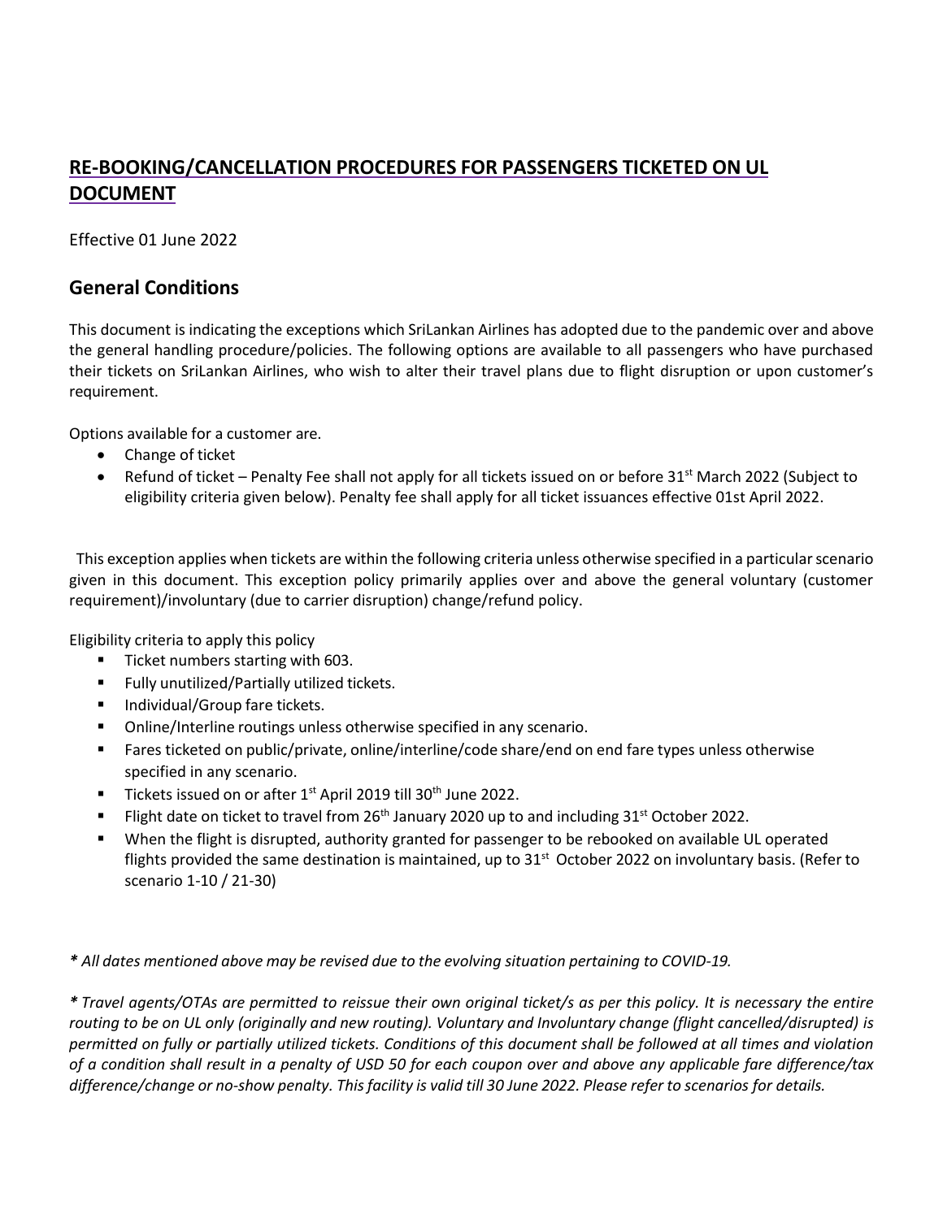# RE-BOOKING/CANCELLATION PROCEDURES FOR PASSENGERS TICKETED ON UL DOCUMENT

Effective 01 June 2022

## General Conditions

This document is indicating the exceptions which SriLankan Airlines has adopted due to the pandemic over and above the general handling procedure/policies. The following options are available to all passengers who have purchased their tickets on SriLankan Airlines, who wish to alter their travel plans due to flight disruption or upon customer's requirement.

Options available for a customer are.

- Change of ticket
- Refund of ticket – Penalty Fee shall not apply for all tickets issued on or before 31st March 2022 (Subject to eligibility criteria given below). Penalty fee shall apply for all ticket issuances effective 01st April 2022.

This exception applies when tickets are within the following criteria unless otherwise specified in a particular scenario given in this document. This exception policy primarily applies over and above the general voluntary (customer requirement)/involuntary (due to carrier disruption) change/refund policy.

Eligibility criteria to apply this policy

- Ticket numbers starting with 603.
- Fully unutilized/Partially utilized tickets.
- Individual/Group fare tickets.
- Online/Interline routings unless otherwise specified in any scenario.
- Fares ticketed on public/private, online/interline/code share/end on end fare types unless otherwise specified in any scenario.
- Tickets issued on or after 1st April 2019 till 30th June 2022.
- Flight date on ticket to travel from 26th January 2020 up to and including 31st October 2022.
- When the flight is disrupted, authority granted for passenger to be rebooked on available UL operated flights provided the same destination is maintained, up to 31st October 2022 on involuntary basis. (Refer to scenario 1-10 / 21-30)

***** *All dates mentioned above may be revised due to the evolving situation pertaining to COVID-19.*

***** *Travel agents/OTAs are permitted to reissue their own original ticket/s as per this policy. It is necessary the entire routing to be on UL only (originally and new routing). Voluntary and Involuntary change (flight cancelled/disrupted) is permitted on fully or partially utilized tickets. Conditions of this document shall be followed at all times and violation of a condition shall result in a penalty of USD 50 for each coupon over and above any applicable fare difference/tax difference/change or no-show penalty. This facility is valid till 30 June 2022. Please refer to scenarios for details.*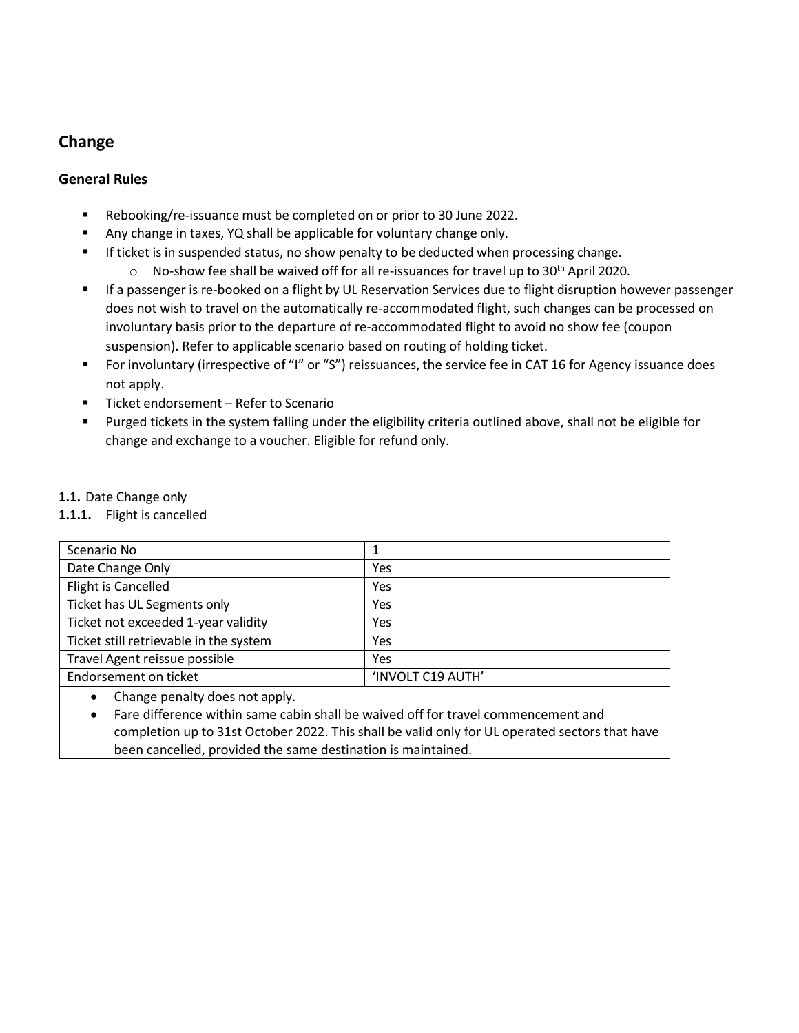## Change

### General Rules

- Rebooking/re-issuance must be completed on or prior to 30 June 2022.
- Any change in taxes, YQ shall be applicable for voluntary change only.
- If ticket is in suspended status, no show penalty to be deducted when processing change.
  - No-show fee shall be waived off for all re-issuances for travel up to 30th April 2020.
- If a passenger is re-booked on a flight by UL Reservation Services due to flight disruption however passenger does not wish to travel on the automatically re-accommodated flight, such changes can be processed on involuntary basis prior to the departure of re-accommodated flight to avoid no show fee (coupon suspension). Refer to applicable scenario based on routing of holding ticket.
- For involuntary (irrespective of "I" or "S") reissuances, the service fee in CAT 16 for Agency issuance does not apply.
- Ticket endorsement – Refer to Scenario
- Purged tickets in the system falling under the eligibility criteria outlined above, shall not be eligible for change and exchange to a voucher. Eligible for refund only.

**1.1.** Date Change only

**1.1.1.** Flight is cancelled

| Scenario No | 1 |
|---|---|
| Date Change Only | Yes |
| Flight is Cancelled | Yes |
| Ticket has UL Segments only | Yes |
| Ticket not exceeded 1-year validity | Yes |
| Ticket still retrievable in the system | Yes |
| Travel Agent reissue possible | Yes |
| Endorsement on ticket | 'INVOLT C19 AUTH' |
| • Change penalty does not apply.<br>• Fare difference within same cabin shall be waived off for travel commencement and completion up to 31st October 2022. This shall be valid only for UL operated sectors that have been cancelled, provided the same destination is maintained. | |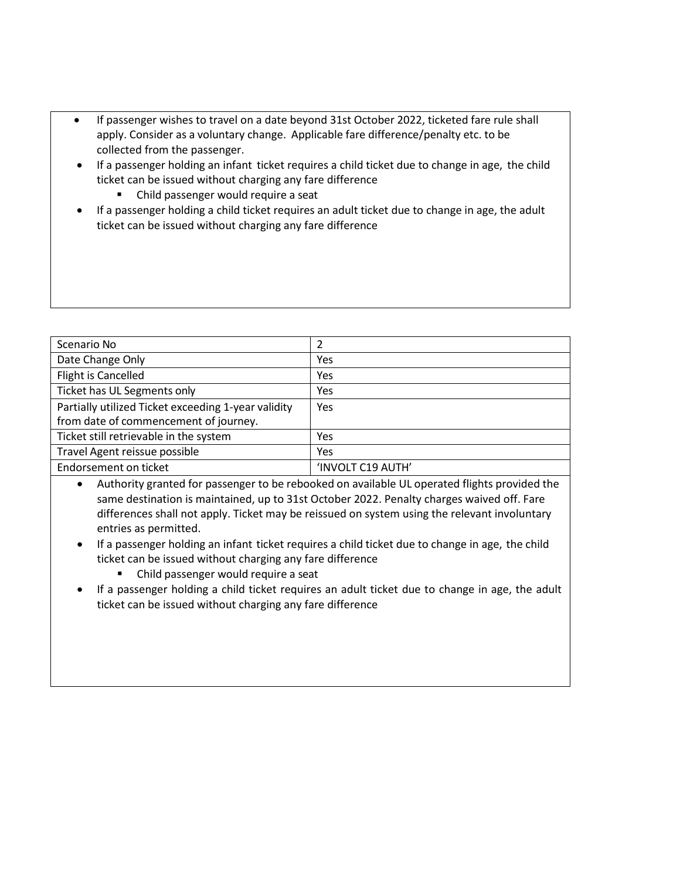- If passenger wishes to travel on a date beyond 31st October 2022, ticketed fare rule shall apply. Consider as a voluntary change. Applicable fare difference/penalty etc. to be collected from the passenger.
- If a passenger holding an infant ticket requires a child ticket due to change in age, the child ticket can be issued without charging any fare difference
  - Child passenger would require a seat
- If a passenger holding a child ticket requires an adult ticket due to change in age, the adult ticket can be issued without charging any fare difference

| Scenario No | 2 |
|---|---|
| Date Change Only | Yes |
| Flight is Cancelled | Yes |
| Ticket has UL Segments only | Yes |
| Partially utilized Ticket exceeding 1-year validity from date of commencement of journey. | Yes |
| Ticket still retrievable in the system | Yes |
| Travel Agent reissue possible | Yes |
| Endorsement on ticket | 'INVOLT C19 AUTH' |

- Authority granted for passenger to be rebooked on available UL operated flights provided the same destination is maintained, up to 31st October 2022. Penalty charges waived off. Fare differences shall not apply. Ticket may be reissued on system using the relevant involuntary entries as permitted.
- If a passenger holding an infant ticket requires a child ticket due to change in age, the child ticket can be issued without charging any fare difference
  - Child passenger would require a seat
- If a passenger holding a child ticket requires an adult ticket due to change in age, the adult ticket can be issued without charging any fare difference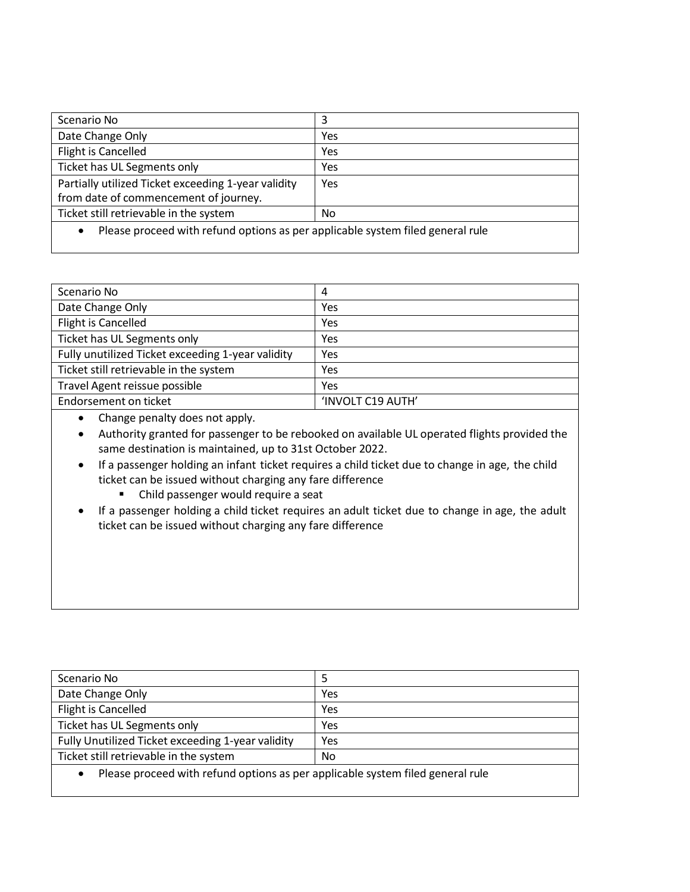| Scenario No | 3 |
| --- | --- |
| Date Change Only | Yes |
| Flight is Cancelled | Yes |
| Ticket has UL Segments only | Yes |
| Partially utilized Ticket exceeding 1-year validity from date of commencement of journey. | Yes |
| Ticket still retrievable in the system | No |

- Please proceed with refund options as per applicable system filed general rule

| Scenario No | 4 |
| --- | --- |
| Date Change Only | Yes |
| Flight is Cancelled | Yes |
| Ticket has UL Segments only | Yes |
| Fully unutilized Ticket exceeding 1-year validity | Yes |
| Ticket still retrievable in the system | Yes |
| Travel Agent reissue possible | Yes |
| Endorsement on ticket | 'INVOLT C19 AUTH' |

- Change penalty does not apply.
- Authority granted for passenger to be rebooked on available UL operated flights provided the same destination is maintained, up to 31st October 2022.
- If a passenger holding an infant ticket requires a child ticket due to change in age, the child ticket can be issued without charging any fare difference
  - Child passenger would require a seat
- If a passenger holding a child ticket requires an adult ticket due to change in age, the adult ticket can be issued without charging any fare difference

| Scenario No | 5 |
| --- | --- |
| Date Change Only | Yes |
| Flight is Cancelled | Yes |
| Ticket has UL Segments only | Yes |
| Fully Unutilized Ticket exceeding 1-year validity | Yes |
| Ticket still retrievable in the system | No |

- Please proceed with refund options as per applicable system filed general rule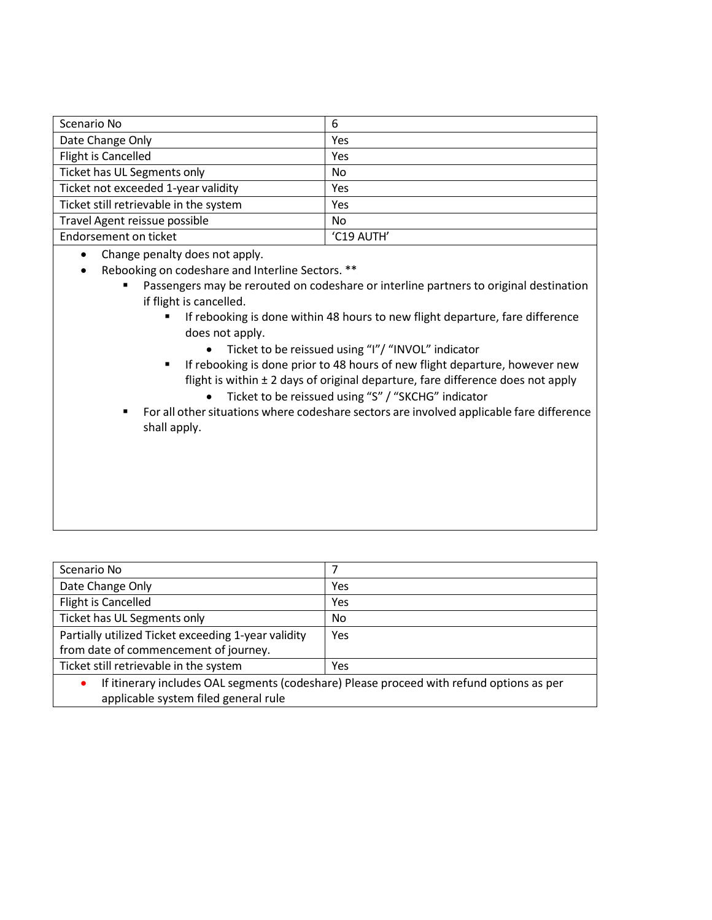| Scenario No | 6 |
| --- | --- |
| Date Change Only | Yes |
| Flight is Cancelled | Yes |
| Ticket has UL Segments only | No |
| Ticket not exceeded 1-year validity | Yes |
| Ticket still retrievable in the system | Yes |
| Travel Agent reissue possible | No |
| Endorsement on ticket | 'C19 AUTH' |

- Change penalty does not apply.
- Rebooking on codeshare and Interline Sectors. **
  - Passengers may be rerouted on codeshare or interline partners to original destination if flight is cancelled.
    - If rebooking is done within 48 hours to new flight departure, fare difference does not apply.
      - Ticket to be reissued using "I"/ "INVOL" indicator
    - If rebooking is done prior to 48 hours of new flight departure, however new flight is within ± 2 days of original departure, fare difference does not apply
      - Ticket to be reissued using "S" / "SKCHG" indicator
  - For all other situations where codeshare sectors are involved applicable fare difference shall apply.

| Scenario No | 7 |
| --- | --- |
| Date Change Only | Yes |
| Flight is Cancelled | Yes |
| Ticket has UL Segments only | No |
| Partially utilized Ticket exceeding 1-year validity from date of commencement of journey. | Yes |
| Ticket still retrievable in the system | Yes |

- If itinerary includes OAL segments (codeshare) Please proceed with refund options as per applicable system filed general rule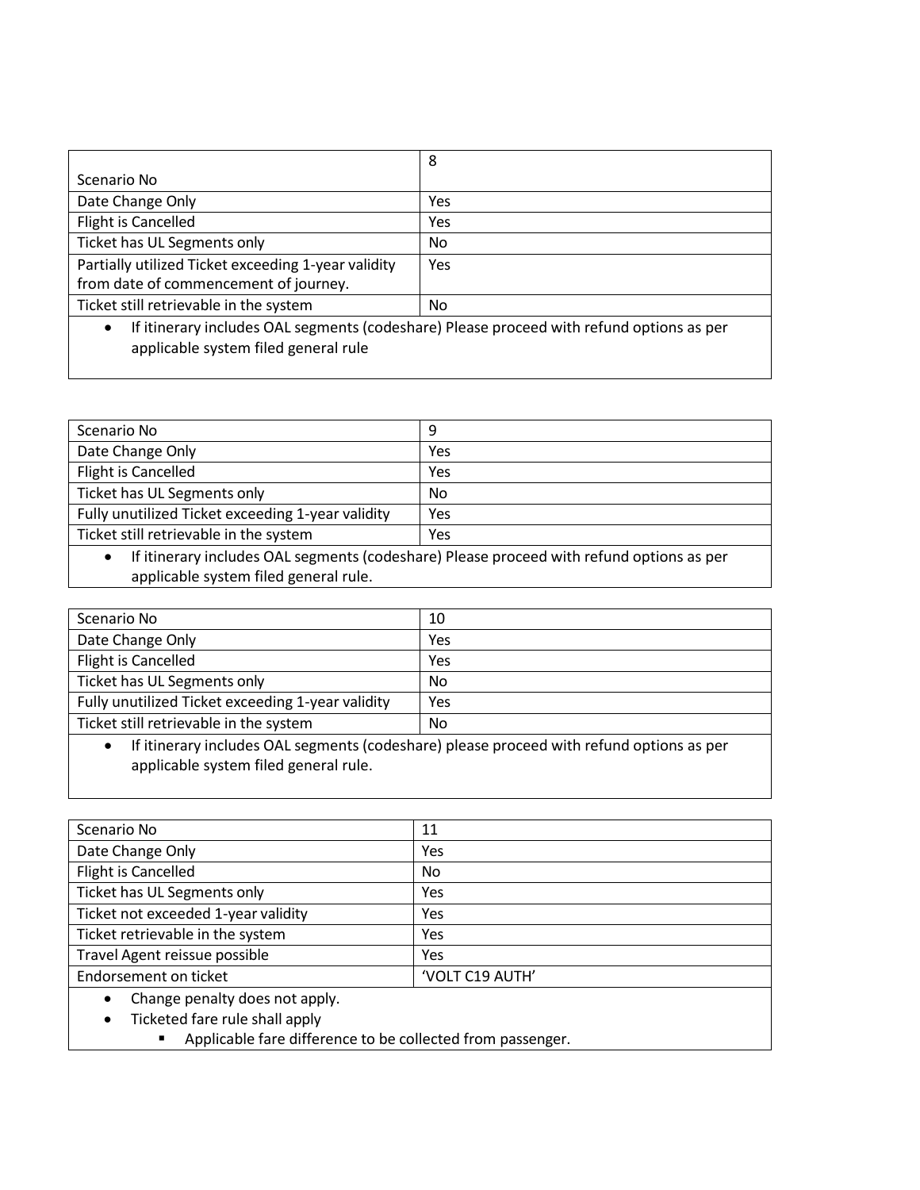| Scenario No | 8 |
|---|---|
| Date Change Only | Yes |
| Flight is Cancelled | Yes |
| Ticket has UL Segments only | No |
| Partially utilized Ticket exceeding 1-year validity from date of commencement of journey. | Yes |
| Ticket still retrievable in the system | No |

- If itinerary includes OAL segments (codeshare) Please proceed with refund options as per applicable system filed general rule

| Scenario No | 9 |
|---|---|
| Date Change Only | Yes |
| Flight is Cancelled | Yes |
| Ticket has UL Segments only | No |
| Fully unutilized Ticket exceeding 1-year validity | Yes |
| Ticket still retrievable in the system | Yes |

- If itinerary includes OAL segments (codeshare) Please proceed with refund options as per applicable system filed general rule.

| Scenario No | 10 |
|---|---|
| Date Change Only | Yes |
| Flight is Cancelled | Yes |
| Ticket has UL Segments only | No |
| Fully unutilized Ticket exceeding 1-year validity | Yes |
| Ticket still retrievable in the system | No |

- If itinerary includes OAL segments (codeshare) please proceed with refund options as per applicable system filed general rule.

| Scenario No | 11 |
|---|---|
| Date Change Only | Yes |
| Flight is Cancelled | No |
| Ticket has UL Segments only | Yes |
| Ticket not exceeded 1-year validity | Yes |
| Ticket retrievable in the system | Yes |
| Travel Agent reissue possible | Yes |
| Endorsement on ticket | 'VOLT C19 AUTH' |

- Change penalty does not apply.
- Ticketed fare rule shall apply
  - Applicable fare difference to be collected from passenger.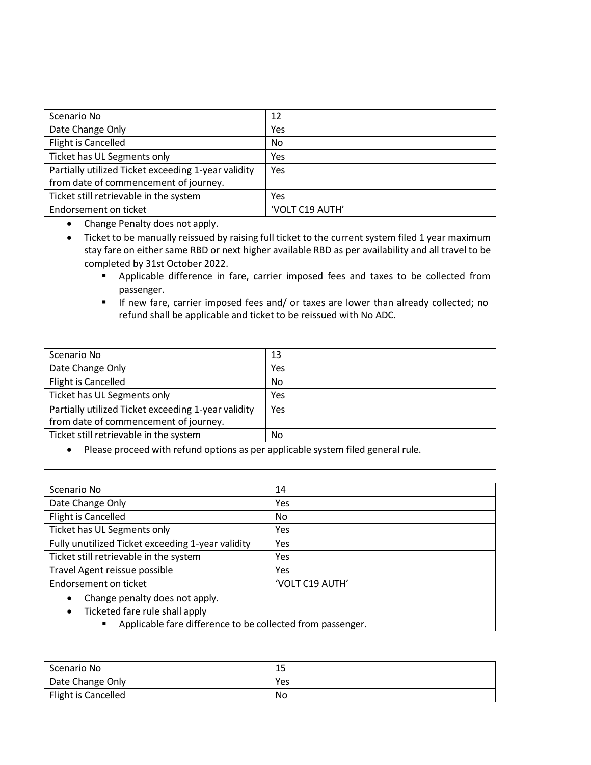| Scenario No | 12 |
| --- | --- |
| Date Change Only | Yes |
| Flight is Cancelled | No |
| Ticket has UL Segments only | Yes |
| Partially utilized Ticket exceeding 1-year validity from date of commencement of journey. | Yes |
| Ticket still retrievable in the system | Yes |
| Endorsement on ticket | 'VOLT C19 AUTH' |

- Change Penalty does not apply.
- Ticket to be manually reissued by raising full ticket to the current system filed 1 year maximum stay fare on either same RBD or next higher available RBD as per availability and all travel to be completed by 31st October 2022.
  - Applicable difference in fare, carrier imposed fees and taxes to be collected from passenger.
  - If new fare, carrier imposed fees and/ or taxes are lower than already collected; no refund shall be applicable and ticket to be reissued with No ADC.

| Scenario No | 13 |
| --- | --- |
| Date Change Only | Yes |
| Flight is Cancelled | No |
| Ticket has UL Segments only | Yes |
| Partially utilized Ticket exceeding 1-year validity from date of commencement of journey. | Yes |
| Ticket still retrievable in the system | No |

- Please proceed with refund options as per applicable system filed general rule.

| Scenario No | 14 |
| --- | --- |
| Date Change Only | Yes |
| Flight is Cancelled | No |
| Ticket has UL Segments only | Yes |
| Fully unutilized Ticket exceeding 1-year validity | Yes |
| Ticket still retrievable in the system | Yes |
| Travel Agent reissue possible | Yes |
| Endorsement on ticket | 'VOLT C19 AUTH' |

- Change penalty does not apply.
- Ticketed fare rule shall apply
  - Applicable fare difference to be collected from passenger.

| Scenario No | 15 |
| --- | --- |
| Date Change Only | Yes |
| Flight is Cancelled | No |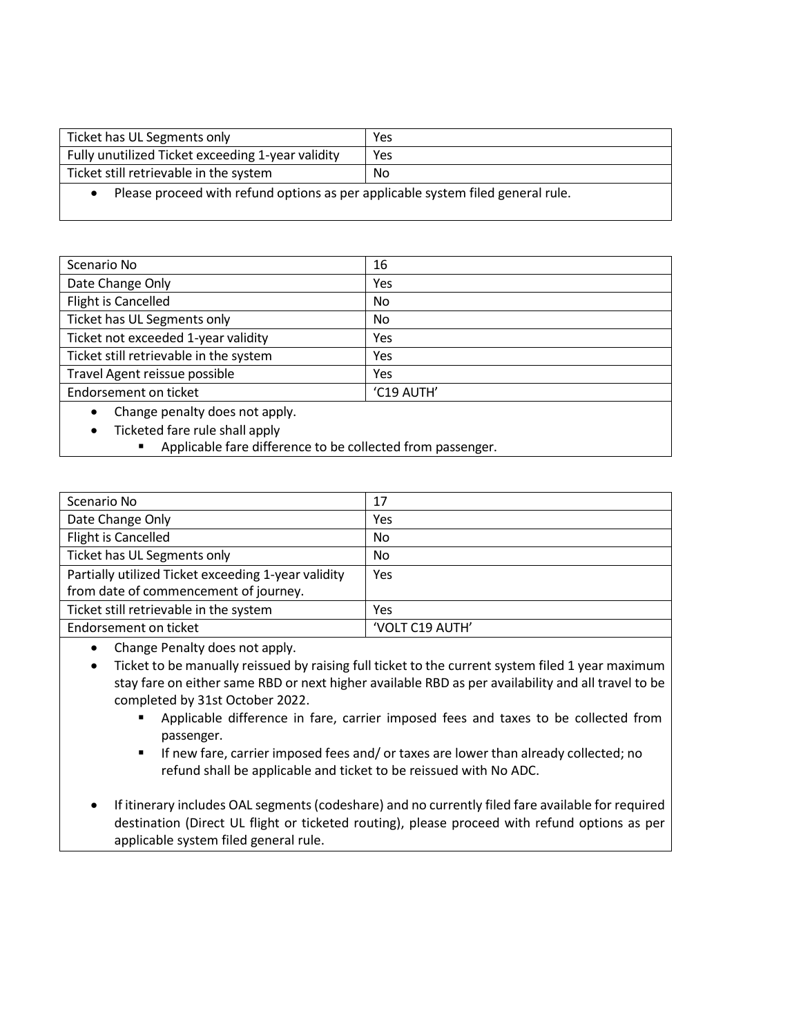| Ticket has UL Segments only | Yes |
|---|---|
| Fully unutilized Ticket exceeding 1-year validity | Yes |
| Ticket still retrievable in the system | No |

- Please proceed with refund options as per applicable system filed general rule.

| Scenario No | 16 |
|---|---|
| Date Change Only | Yes |
| Flight is Cancelled | No |
| Ticket has UL Segments only | No |
| Ticket not exceeded 1-year validity | Yes |
| Ticket still retrievable in the system | Yes |
| Travel Agent reissue possible | Yes |
| Endorsement on ticket | 'C19 AUTH' |

- Change penalty does not apply.
- Ticketed fare rule shall apply
  - Applicable fare difference to be collected from passenger.

| Scenario No | 17 |
|---|---|
| Date Change Only | Yes |
| Flight is Cancelled | No |
| Ticket has UL Segments only | No |
| Partially utilized Ticket exceeding 1-year validity from date of commencement of journey. | Yes |
| Ticket still retrievable in the system | Yes |
| Endorsement on ticket | 'VOLT C19 AUTH' |

- Change Penalty does not apply.
- Ticket to be manually reissued by raising full ticket to the current system filed 1 year maximum stay fare on either same RBD or next higher available RBD as per availability and all travel to be completed by 31st October 2022.
  - Applicable difference in fare, carrier imposed fees and taxes to be collected from passenger.
  - If new fare, carrier imposed fees and/ or taxes are lower than already collected; no refund shall be applicable and ticket to be reissued with No ADC.
- If itinerary includes OAL segments (codeshare) and no currently filed fare available for required destination (Direct UL flight or ticketed routing), please proceed with refund options as per applicable system filed general rule.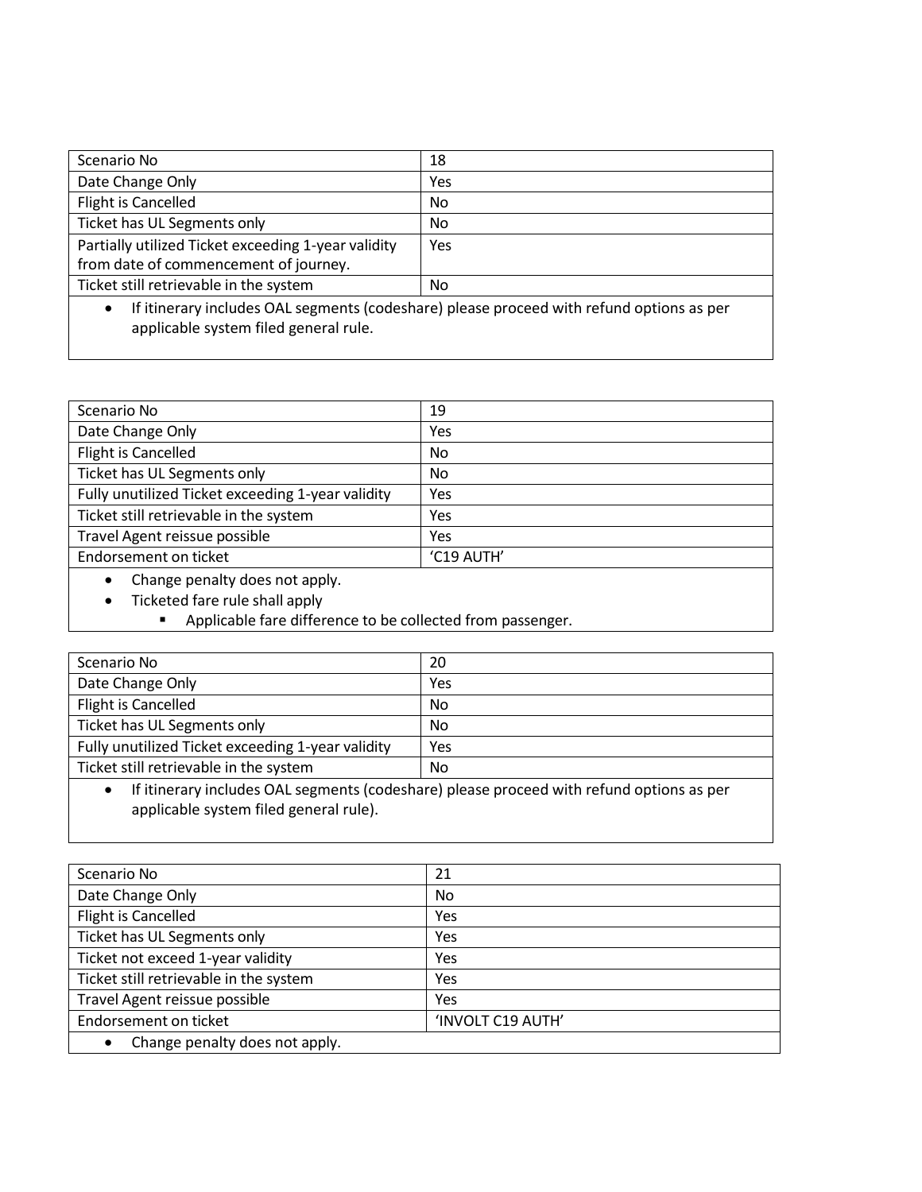| Scenario No | 18 |
| --- | --- |
| Date Change Only | Yes |
| Flight is Cancelled | No |
| Ticket has UL Segments only | No |
| Partially utilized Ticket exceeding 1-year validity from date of commencement of journey. | Yes |
| Ticket still retrievable in the system | No |

- If itinerary includes OAL segments (codeshare) please proceed with refund options as per applicable system filed general rule.

| Scenario No | 19 |
| --- | --- |
| Date Change Only | Yes |
| Flight is Cancelled | No |
| Ticket has UL Segments only | No |
| Fully unutilized Ticket exceeding 1-year validity | Yes |
| Ticket still retrievable in the system | Yes |
| Travel Agent reissue possible | Yes |
| Endorsement on ticket | 'C19 AUTH' |

- Change penalty does not apply.
- Ticketed fare rule shall apply
  - Applicable fare difference to be collected from passenger.

| Scenario No | 20 |
| --- | --- |
| Date Change Only | Yes |
| Flight is Cancelled | No |
| Ticket has UL Segments only | No |
| Fully unutilized Ticket exceeding 1-year validity | Yes |
| Ticket still retrievable in the system | No |

- If itinerary includes OAL segments (codeshare) please proceed with refund options as per applicable system filed general rule).

| Scenario No | 21 |
| --- | --- |
| Date Change Only | No |
| Flight is Cancelled | Yes |
| Ticket has UL Segments only | Yes |
| Ticket not exceed 1-year validity | Yes |
| Ticket still retrievable in the system | Yes |
| Travel Agent reissue possible | Yes |
| Endorsement on ticket | 'INVOLT C19 AUTH' |

- Change penalty does not apply.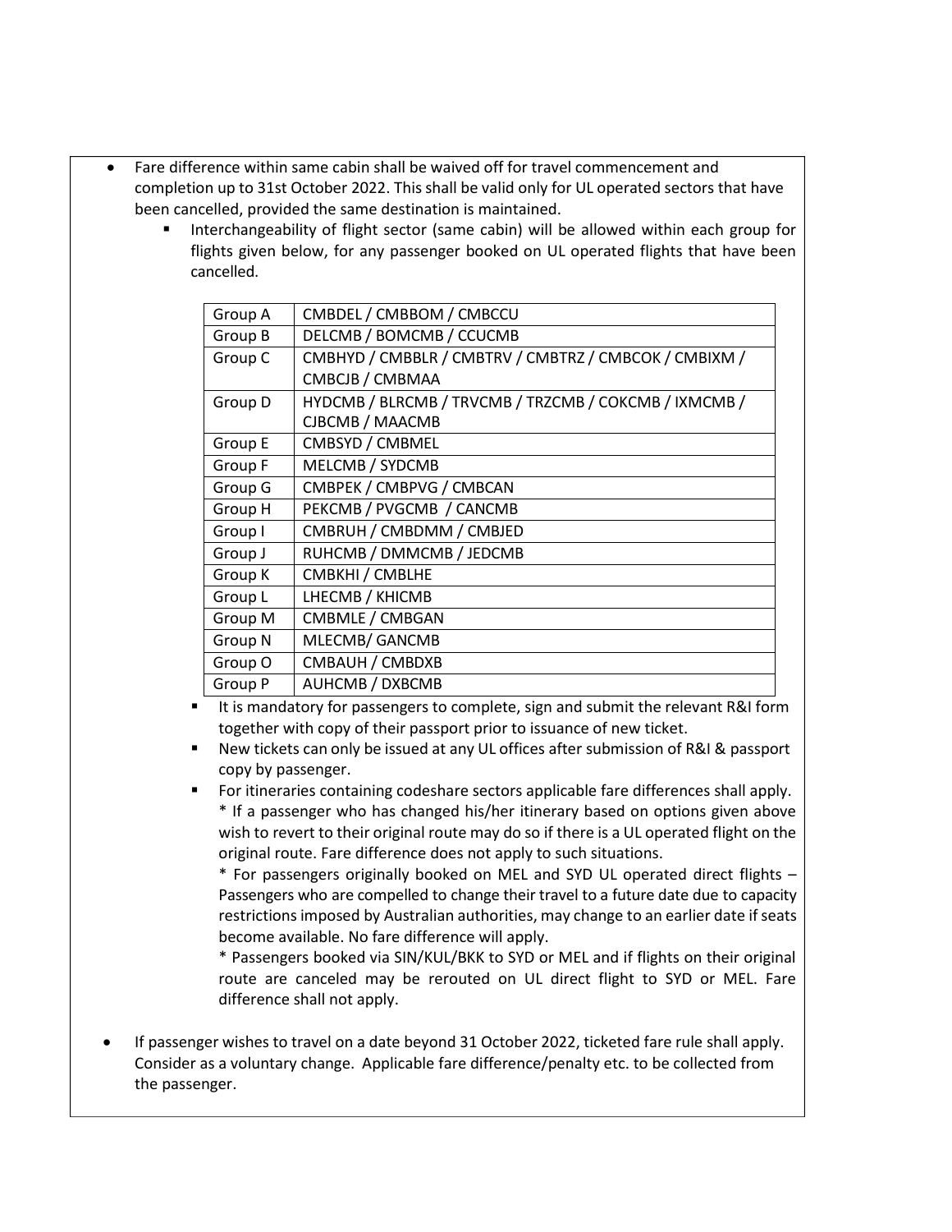- Fare difference within same cabin shall be waived off for travel commencement and completion up to 31st October 2022. This shall be valid only for UL operated sectors that have been cancelled, provided the same destination is maintained.
  - Interchangeability of flight sector (same cabin) will be allowed within each group for flights given below, for any passenger booked on UL operated flights that have been cancelled.

| Group | Sectors |
|---|---|
| Group A | CMBDEL / CMBBOM / CMBCCU |
| Group B | DELCMB / BOMCMB / CCUCMB |
| Group C | CMBHYD / CMBBLR / CMBTRV / CMBTRZ / CMBCOK / CMBIXM / CMBCJB / CMBMAA |
| Group D | HYDCMB / BLRCMB / TRVCMB / TRZCMB / COKCMB / IXMCMB / CJBCMB / MAACMB |
| Group E | CMBSYD / CMBMEL |
| Group F | MELCMB / SYDCMB |
| Group G | CMBPEK / CMBPVG / CMBCAN |
| Group H | PEKCMB / PVGCMB / CANCMB |
| Group I | CMBRUH / CMBDMM / CMBJED |
| Group J | RUHCMB / DMMCMB / JEDCMB |
| Group K | CMBKHI / CMBLHE |
| Group L | LHECMB / KHICMB |
| Group M | CMBMLE / CMBGAN |
| Group N | MLECMB/ GANCMB |
| Group O | CMBAUH / CMBDXB |
| Group P | AUHCMB / DXBCMB |

  - It is mandatory for passengers to complete, sign and submit the relevant R&I form together with copy of their passport prior to issuance of new ticket.
  - New tickets can only be issued at any UL offices after submission of R&I & passport copy by passenger.
  - For itineraries containing codeshare sectors applicable fare differences shall apply.

    * If a passenger who has changed his/her itinerary based on options given above wish to revert to their original route may do so if there is a UL operated flight on the original route. Fare difference does not apply to such situations.

    * For passengers originally booked on MEL and SYD UL operated direct flights – Passengers who are compelled to change their travel to a future date due to capacity restrictions imposed by Australian authorities, may change to an earlier date if seats become available. No fare difference will apply.

    * Passengers booked via SIN/KUL/BKK to SYD or MEL and if flights on their original route are canceled may be rerouted on UL direct flight to SYD or MEL. Fare difference shall not apply.

- If passenger wishes to travel on a date beyond 31 October 2022, ticketed fare rule shall apply. Consider as a voluntary change. Applicable fare difference/penalty etc. to be collected from the passenger.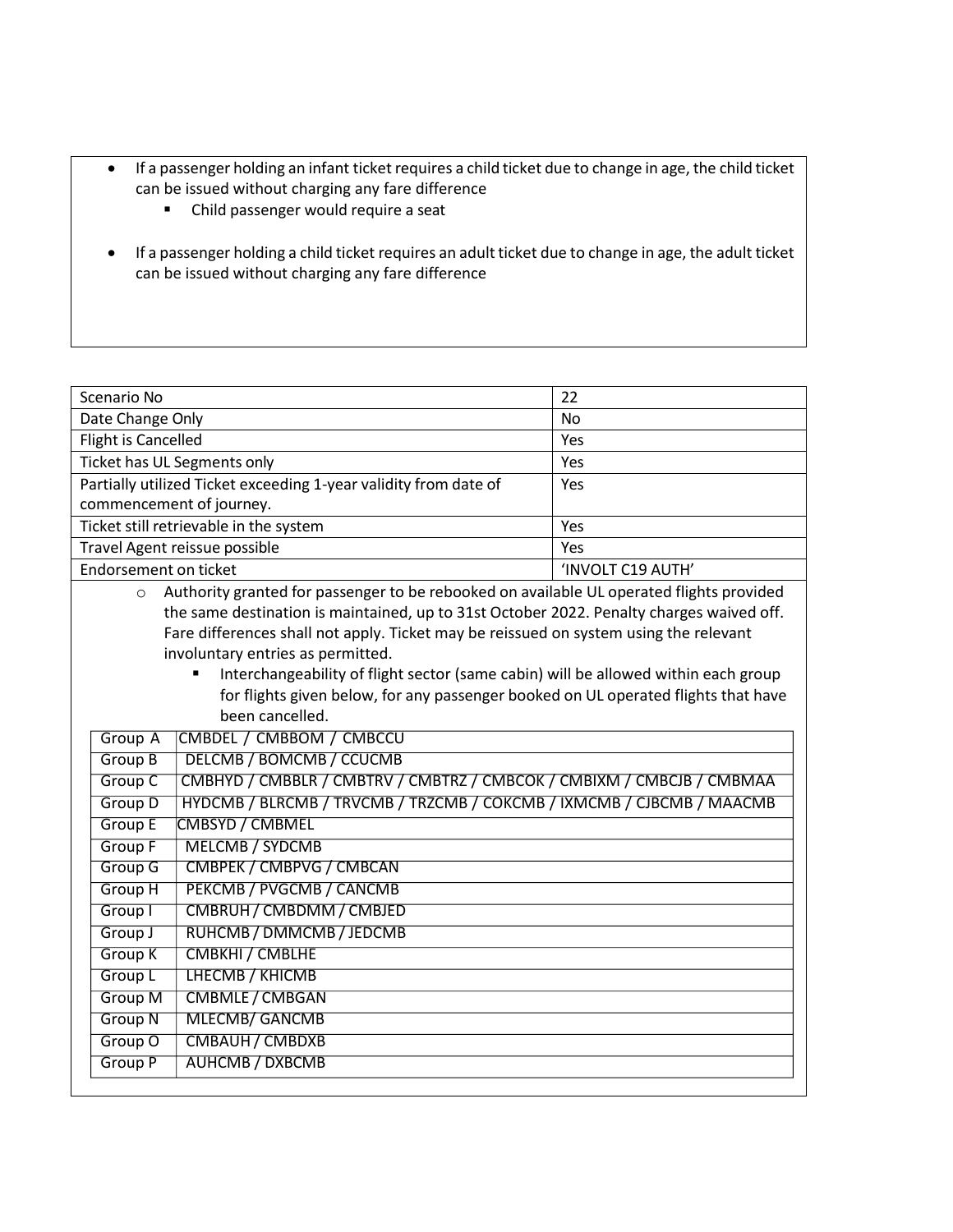- If a passenger holding an infant ticket requires a child ticket due to change in age, the child ticket can be issued without charging any fare difference
  - Child passenger would require a seat

- If a passenger holding a child ticket requires an adult ticket due to change in age, the adult ticket can be issued without charging any fare difference

| Scenario No | 22 |
| --- | --- |
| Date Change Only | No |
| Flight is Cancelled | Yes |
| Ticket has UL Segments only | Yes |
| Partially utilized Ticket exceeding 1-year validity from date of commencement of journey. | Yes |
| Ticket still retrievable in the system | Yes |
| Travel Agent reissue possible | Yes |
| Endorsement on ticket | 'INVOLT C19 AUTH' |

- Authority granted for passenger to be rebooked on available UL operated flights provided the same destination is maintained, up to 31st October 2022. Penalty charges waived off. Fare differences shall not apply. Ticket may be reissued on system using the relevant involuntary entries as permitted.
  - Interchangeability of flight sector (same cabin) will be allowed within each group for flights given below, for any passenger booked on UL operated flights that have been cancelled.

| Group | Sectors |
| --- | --- |
| Group A | CMBDEL / CMBBOM / CMBCCU |
| Group B | DELCMB / BOMCMB / CCUCMB |
| Group C | CMBHYD / CMBBLR / CMBTRV / CMBTRZ / CMBCOK / CMBIXM / CMBCJB / CMBMAA |
| Group D | HYDCMB / BLRCMB / TRVCMB / TRZCMB / COKCMB / IXMCMB / CJBCMB / MAACMB |
| Group E | CMBSYD / CMBMEL |
| Group F | MELCMB / SYDCMB |
| Group G | CMBPEK / CMBPVG / CMBCAN |
| Group H | PEKCMB / PVGCMB / CANCMB |
| Group I | CMBRUH / CMBDMM / CMBJED |
| Group J | RUHCMB / DMMCMB / JEDCMB |
| Group K | CMBKHI / CMBLHE |
| Group L | LHECMB / KHICMB |
| Group M | CMBMLE / CMBGAN |
| Group N | MLECMB/ GANCMB |
| Group O | CMBAUH / CMBDXB |
| Group P | AUHCMB / DXBCMB |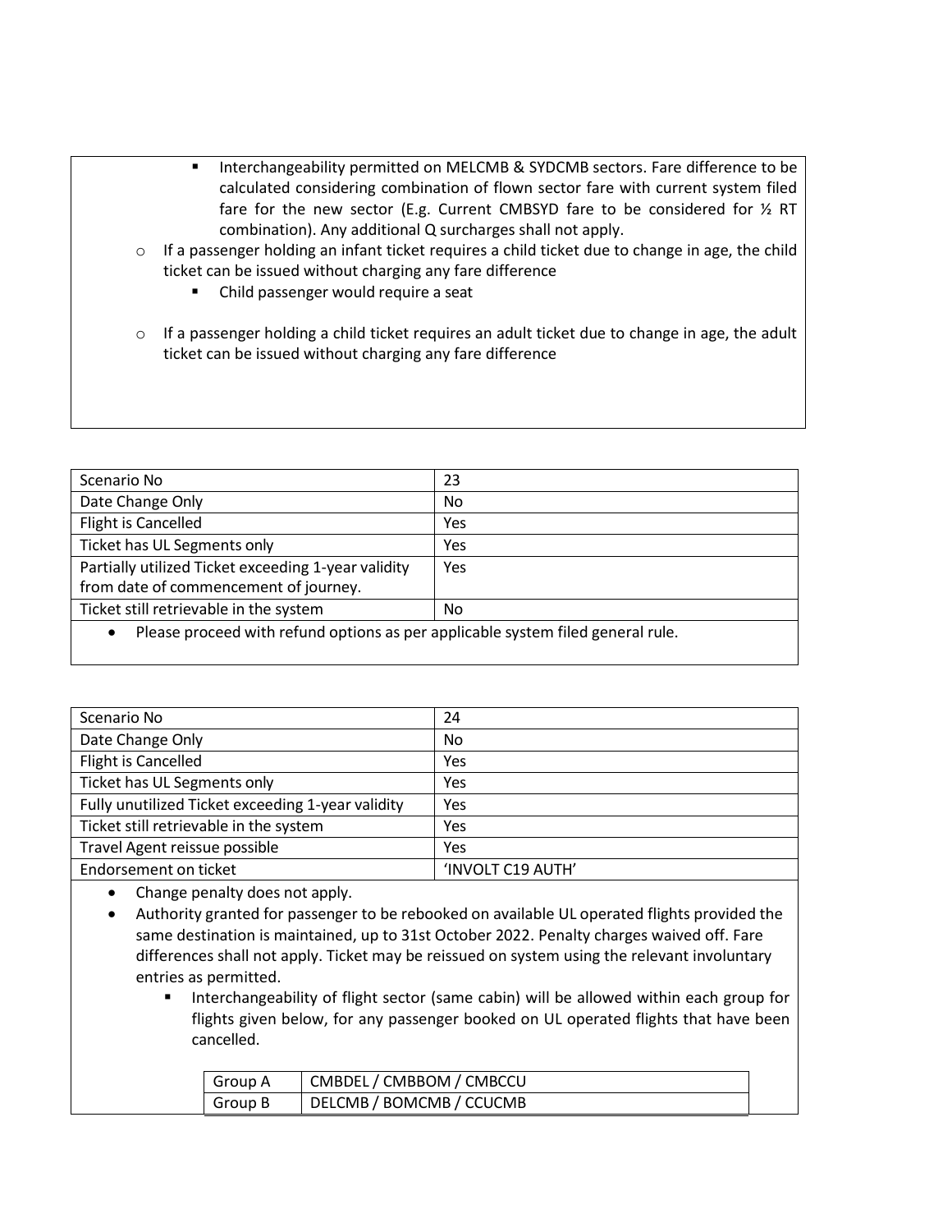- Interchangeability permitted on MELCMB & SYDCMB sectors. Fare difference to be calculated considering combination of flown sector fare with current system filed fare for the new sector (E.g. Current CMBSYD fare to be considered for ½ RT combination). Any additional Q surcharges shall not apply.
- If a passenger holding an infant ticket requires a child ticket due to change in age, the child ticket can be issued without charging any fare difference
  - Child passenger would require a seat
- If a passenger holding a child ticket requires an adult ticket due to change in age, the adult ticket can be issued without charging any fare difference

| Scenario No | 23 |
|---|---|
| Date Change Only | No |
| Flight is Cancelled | Yes |
| Ticket has UL Segments only | Yes |
| Partially utilized Ticket exceeding 1-year validity from date of commencement of journey. | Yes |
| Ticket still retrievable in the system | No |

- Please proceed with refund options as per applicable system filed general rule.

| Scenario No | 24 |
|---|---|
| Date Change Only | No |
| Flight is Cancelled | Yes |
| Ticket has UL Segments only | Yes |
| Fully unutilized Ticket exceeding 1-year validity | Yes |
| Ticket still retrievable in the system | Yes |
| Travel Agent reissue possible | Yes |
| Endorsement on ticket | 'INVOLT C19 AUTH' |

- Change penalty does not apply.
- Authority granted for passenger to be rebooked on available UL operated flights provided the same destination is maintained, up to 31st October 2022. Penalty charges waived off. Fare differences shall not apply. Ticket may be reissued on system using the relevant involuntary entries as permitted.
  - Interchangeability of flight sector (same cabin) will be allowed within each group for flights given below, for any passenger booked on UL operated flights that have been cancelled.

| Group A | CMBDEL / CMBBOM / CMBCCU |
|---|---|
| Group B | DELCMB / BOMCMB / CCUCMB |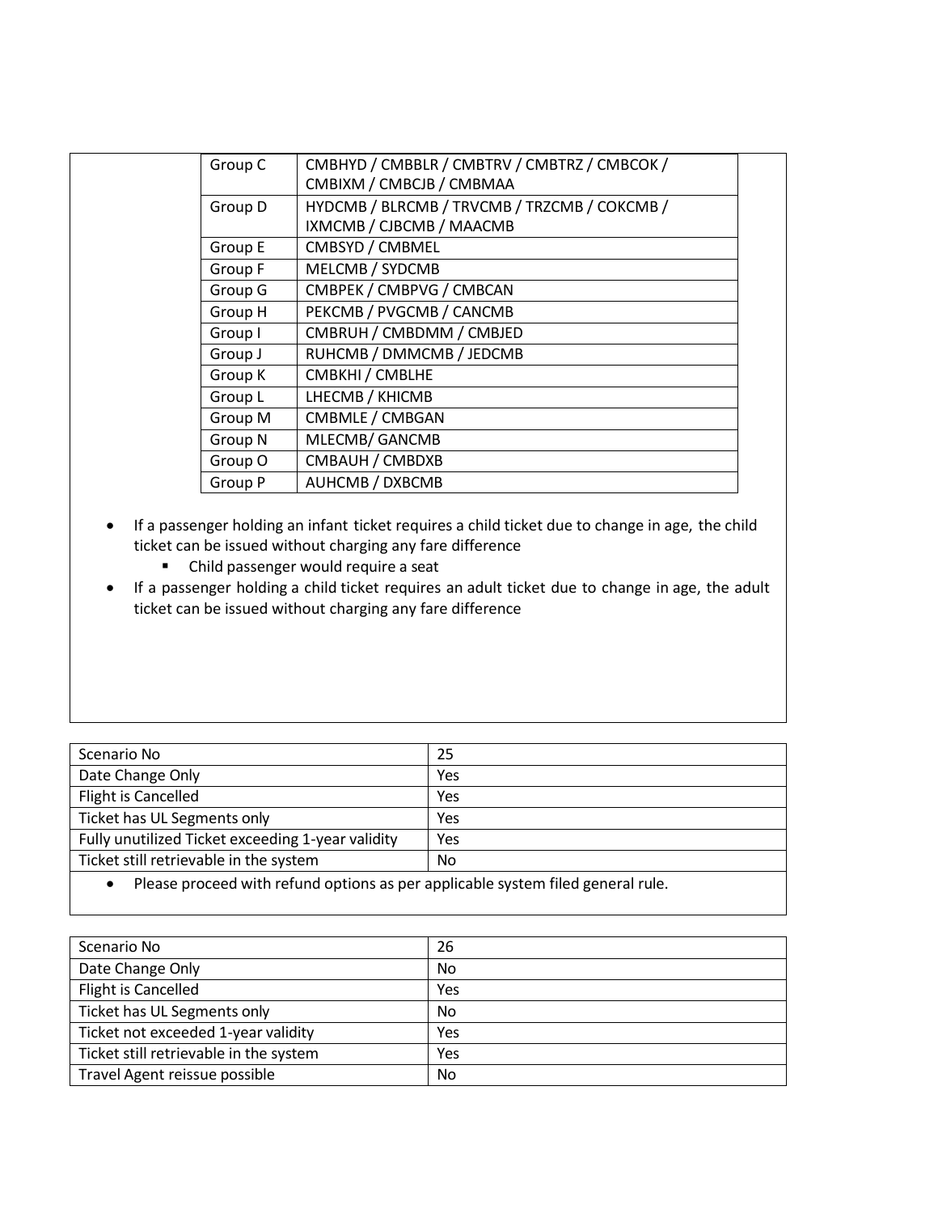| Group C | CMBHYD / CMBBLR / CMBTRV / CMBTRZ / CMBCOK / CMBIXM / CMBCJB / CMBMAA |
|---|---|
| Group D | HYDCMB / BLRCMB / TRVCMB / TRZCMB / COKCMB / IXMCMB / CJBCMB / MAACMB |
| Group E | CMBSYD / CMBMEL |
| Group F | MELCMB / SYDCMB |
| Group G | CMBPEK / CMBPVG / CMBCAN |
| Group H | PEKCMB / PVGCMB / CANCMB |
| Group I | CMBRUH / CMBDMM / CMBJED |
| Group J | RUHCMB / DMMCMB / JEDCMB |
| Group K | CMBKHI / CMBLHE |
| Group L | LHECMB / KHICMB |
| Group M | CMBMLE / CMBGAN |
| Group N | MLECMB/ GANCMB |
| Group O | CMBAUH / CMBDXB |
| Group P | AUHCMB / DXBCMB |

- If a passenger holding an infant ticket requires a child ticket due to change in age, the child ticket can be issued without charging any fare difference
  - Child passenger would require a seat
- If a passenger holding a child ticket requires an adult ticket due to change in age, the adult ticket can be issued without charging any fare difference

| Scenario No | 25 |
|---|---|
| Date Change Only | Yes |
| Flight is Cancelled | Yes |
| Ticket has UL Segments only | Yes |
| Fully unutilized Ticket exceeding 1-year validity | Yes |
| Ticket still retrievable in the system | No |

- Please proceed with refund options as per applicable system filed general rule.

| Scenario No | 26 |
|---|---|
| Date Change Only | No |
| Flight is Cancelled | Yes |
| Ticket has UL Segments only | No |
| Ticket not exceeded 1-year validity | Yes |
| Ticket still retrievable in the system | Yes |
| Travel Agent reissue possible | No |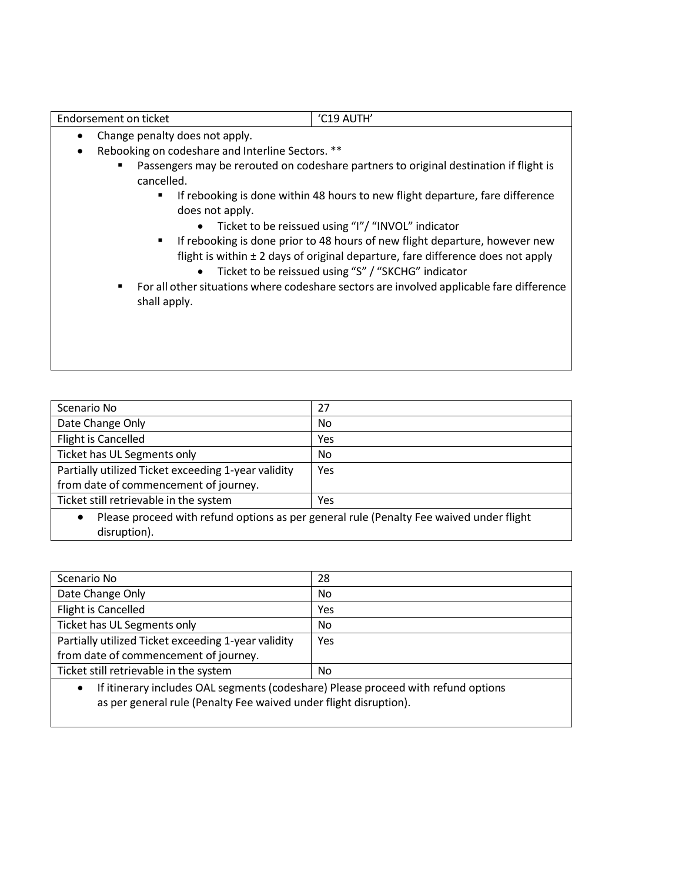| Endorsement on ticket | 'C19 AUTH' |
|---|---|

- Change penalty does not apply.
- Rebooking on codeshare and Interline Sectors. **
    - Passengers may be rerouted on codeshare partners to original destination if flight is cancelled.
        - If rebooking is done within 48 hours to new flight departure, fare difference does not apply.
            - Ticket to be reissued using "I"/ "INVOL" indicator
        - If rebooking is done prior to 48 hours of new flight departure, however new flight is within ± 2 days of original departure, fare difference does not apply
            - Ticket to be reissued using "S" / "SKCHG" indicator
    - For all other situations where codeshare sectors are involved applicable fare difference shall apply.

| Scenario No | 27 |
|---|---|
| Date Change Only | No |
| Flight is Cancelled | Yes |
| Ticket has UL Segments only | No |
| Partially utilized Ticket exceeding 1-year validity from date of commencement of journey. | Yes |
| Ticket still retrievable in the system | Yes |

- Please proceed with refund options as per general rule (Penalty Fee waived under flight disruption).

| Scenario No | 28 |
|---|---|
| Date Change Only | No |
| Flight is Cancelled | Yes |
| Ticket has UL Segments only | No |
| Partially utilized Ticket exceeding 1-year validity from date of commencement of journey. | Yes |
| Ticket still retrievable in the system | No |

- If itinerary includes OAL segments (codeshare) Please proceed with refund options as per general rule (Penalty Fee waived under flight disruption).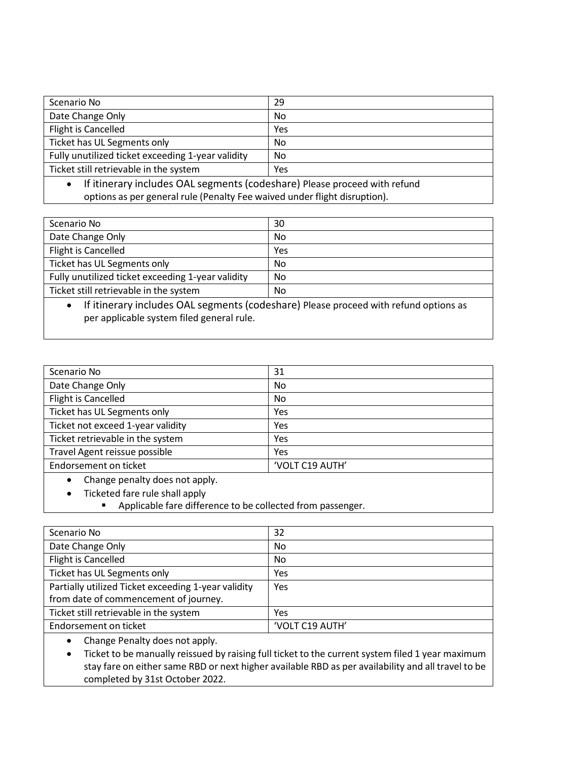| Scenario No | 29 |
|---|---|
| Date Change Only | No |
| Flight is Cancelled | Yes |
| Ticket has UL Segments only | No |
| Fully unutilized ticket exceeding 1-year validity | No |
| Ticket still retrievable in the system | Yes |

- If itinerary includes OAL segments (codeshare) Please proceed with refund options as per general rule (Penalty Fee waived under flight disruption).

| Scenario No | 30 |
|---|---|
| Date Change Only | No |
| Flight is Cancelled | Yes |
| Ticket has UL Segments only | No |
| Fully unutilized ticket exceeding 1-year validity | No |
| Ticket still retrievable in the system | No |

- If itinerary includes OAL segments (codeshare) Please proceed with refund options as per applicable system filed general rule.

| Scenario No | 31 |
|---|---|
| Date Change Only | No |
| Flight is Cancelled | No |
| Ticket has UL Segments only | Yes |
| Ticket not exceed 1-year validity | Yes |
| Ticket retrievable in the system | Yes |
| Travel Agent reissue possible | Yes |
| Endorsement on ticket | 'VOLT C19 AUTH' |

- Change penalty does not apply.
- Ticketed fare rule shall apply
  - Applicable fare difference to be collected from passenger.

| Scenario No | 32 |
|---|---|
| Date Change Only | No |
| Flight is Cancelled | No |
| Ticket has UL Segments only | Yes |
| Partially utilized Ticket exceeding 1-year validity from date of commencement of journey. | Yes |
| Ticket still retrievable in the system | Yes |
| Endorsement on ticket | 'VOLT C19 AUTH' |

- Change Penalty does not apply.
- Ticket to be manually reissued by raising full ticket to the current system filed 1 year maximum stay fare on either same RBD or next higher available RBD as per availability and all travel to be completed by 31st October 2022.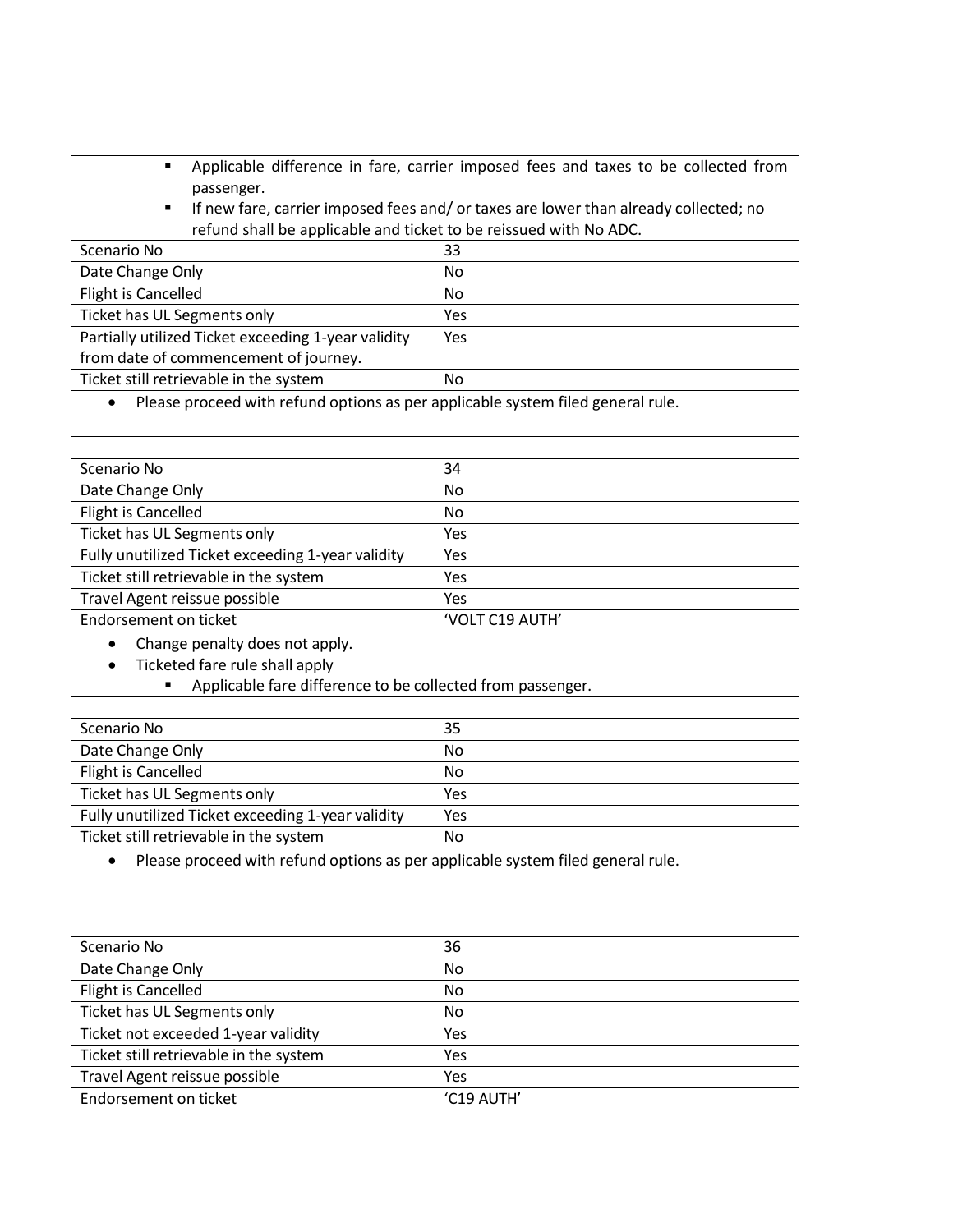- Applicable difference in fare, carrier imposed fees and taxes to be collected from passenger.
- If new fare, carrier imposed fees and/ or taxes are lower than already collected; no refund shall be applicable and ticket to be reissued with No ADC.

| Scenario No | 33 |
|---|---|
| Date Change Only | No |
| Flight is Cancelled | No |
| Ticket has UL Segments only | Yes |
| Partially utilized Ticket exceeding 1-year validity from date of commencement of journey. | Yes |
| Ticket still retrievable in the system | No |

- Please proceed with refund options as per applicable system filed general rule.

| Scenario No | 34 |
|---|---|
| Date Change Only | No |
| Flight is Cancelled | No |
| Ticket has UL Segments only | Yes |
| Fully unutilized Ticket exceeding 1-year validity | Yes |
| Ticket still retrievable in the system | Yes |
| Travel Agent reissue possible | Yes |
| Endorsement on ticket | 'VOLT C19 AUTH' |

- Change penalty does not apply.
- Ticketed fare rule shall apply
  - Applicable fare difference to be collected from passenger.

| Scenario No | 35 |
|---|---|
| Date Change Only | No |
| Flight is Cancelled | No |
| Ticket has UL Segments only | Yes |
| Fully unutilized Ticket exceeding 1-year validity | Yes |
| Ticket still retrievable in the system | No |

- Please proceed with refund options as per applicable system filed general rule.

| Scenario No | 36 |
|---|---|
| Date Change Only | No |
| Flight is Cancelled | No |
| Ticket has UL Segments only | No |
| Ticket not exceeded 1-year validity | Yes |
| Ticket still retrievable in the system | Yes |
| Travel Agent reissue possible | Yes |
| Endorsement on ticket | 'C19 AUTH' |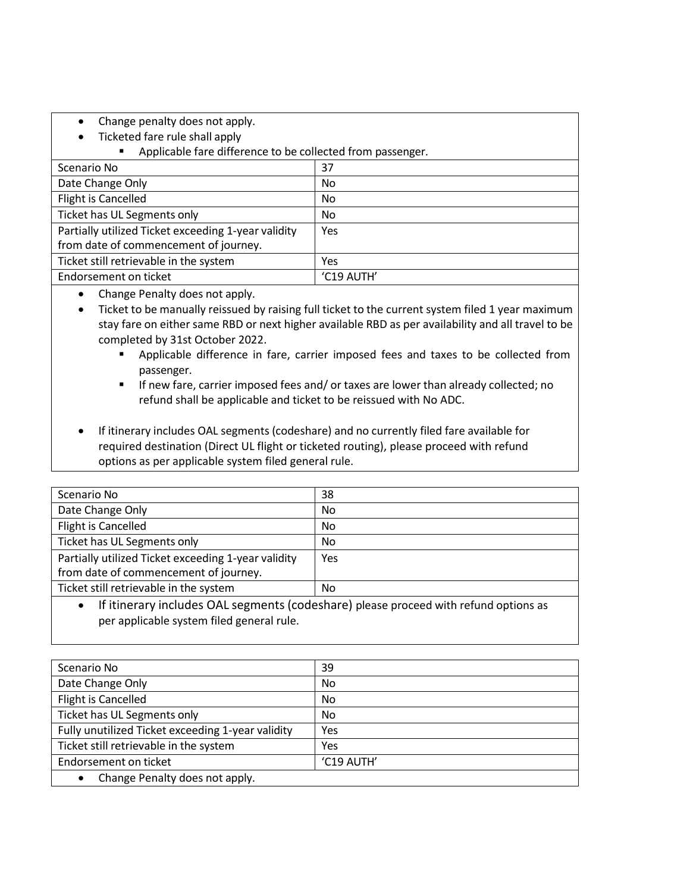- Change penalty does not apply.
- Ticketed fare rule shall apply
  - Applicable fare difference to be collected from passenger.

| Scenario No | 37 |
|---|---|
| Date Change Only | No |
| Flight is Cancelled | No |
| Ticket has UL Segments only | No |
| Partially utilized Ticket exceeding 1-year validity from date of commencement of journey. | Yes |
| Ticket still retrievable in the system | Yes |
| Endorsement on ticket | 'C19 AUTH' |

- Change Penalty does not apply.
- Ticket to be manually reissued by raising full ticket to the current system filed 1 year maximum stay fare on either same RBD or next higher available RBD as per availability and all travel to be completed by 31st October 2022.
  - Applicable difference in fare, carrier imposed fees and taxes to be collected from passenger.
  - If new fare, carrier imposed fees and/ or taxes are lower than already collected; no refund shall be applicable and ticket to be reissued with No ADC.
- If itinerary includes OAL segments (codeshare) and no currently filed fare available for required destination (Direct UL flight or ticketed routing), please proceed with refund options as per applicable system filed general rule.

| Scenario No | 38 |
|---|---|
| Date Change Only | No |
| Flight is Cancelled | No |
| Ticket has UL Segments only | No |
| Partially utilized Ticket exceeding 1-year validity from date of commencement of journey. | Yes |
| Ticket still retrievable in the system | No |

- If itinerary includes OAL segments (codeshare) please proceed with refund options as per applicable system filed general rule.

| Scenario No | 39 |
|---|---|
| Date Change Only | No |
| Flight is Cancelled | No |
| Ticket has UL Segments only | No |
| Fully unutilized Ticket exceeding 1-year validity | Yes |
| Ticket still retrievable in the system | Yes |
| Endorsement on ticket | 'C19 AUTH' |

- Change Penalty does not apply.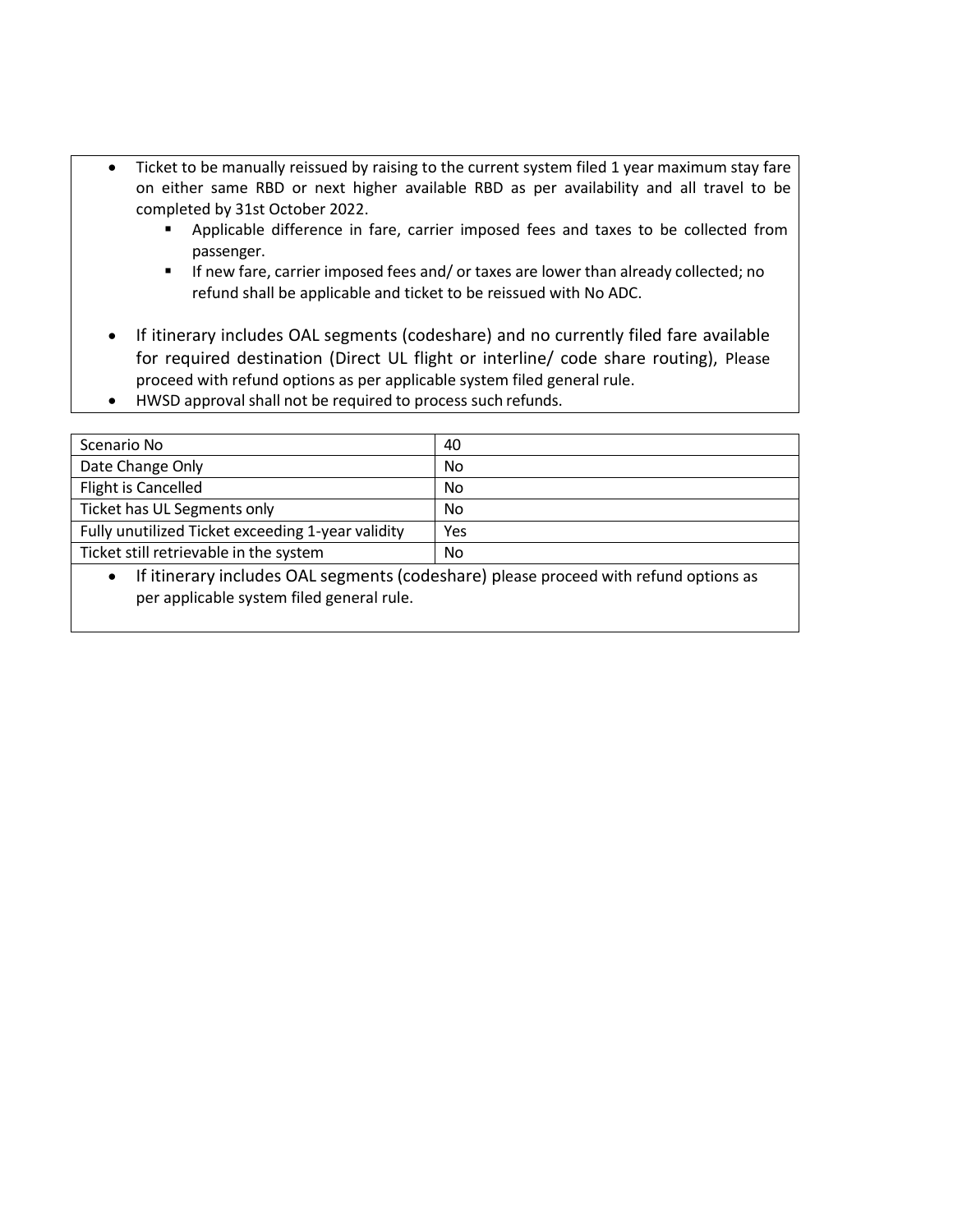- Ticket to be manually reissued by raising to the current system filed 1 year maximum stay fare on either same RBD or next higher available RBD as per availability and all travel to be completed by 31st October 2022.
  - Applicable difference in fare, carrier imposed fees and taxes to be collected from passenger.
  - If new fare, carrier imposed fees and/ or taxes are lower than already collected; no refund shall be applicable and ticket to be reissued with No ADC.

- If itinerary includes OAL segments (codeshare) and no currently filed fare available for required destination (Direct UL flight or interline/ code share routing), Please proceed with refund options as per applicable system filed general rule.
- HWSD approval shall not be required to process such refunds.

| Scenario No | 40 |
|---|---|
| Date Change Only | No |
| Flight is Cancelled | No |
| Ticket has UL Segments only | No |
| Fully unutilized Ticket exceeding 1-year validity | Yes |
| Ticket still retrievable in the system | No |

- If itinerary includes OAL segments (codeshare) please proceed with refund options as per applicable system filed general rule.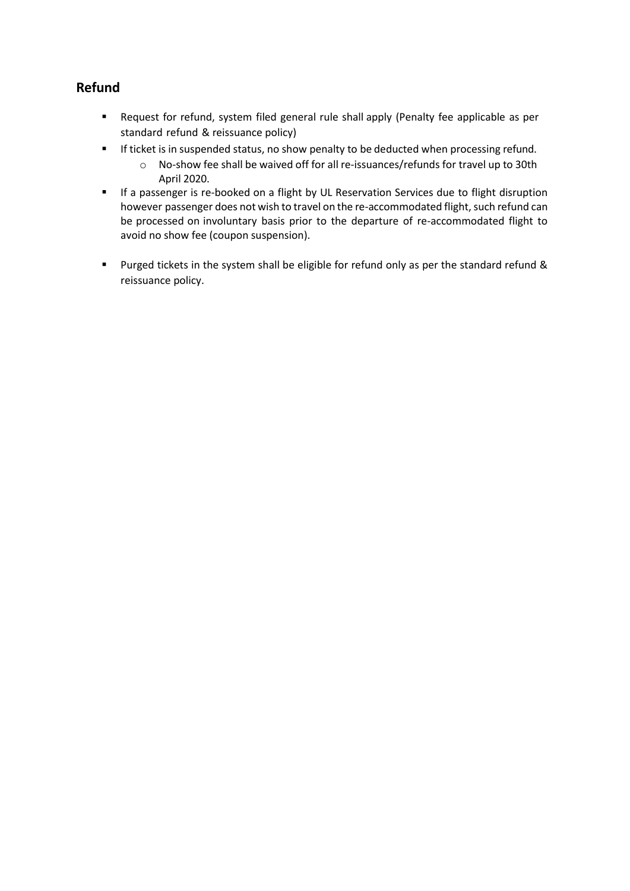## Refund

- Request for refund, system filed general rule shall apply (Penalty fee applicable as per standard refund & reissuance policy)
- If ticket is in suspended status, no show penalty to be deducted when processing refund.
  - No-show fee shall be waived off for all re-issuances/refunds for travel up to 30th April 2020.
- If a passenger is re-booked on a flight by UL Reservation Services due to flight disruption however passenger does not wish to travel on the re-accommodated flight, such refund can be processed on involuntary basis prior to the departure of re-accommodated flight to avoid no show fee (coupon suspension).
- Purged tickets in the system shall be eligible for refund only as per the standard refund & reissuance policy.